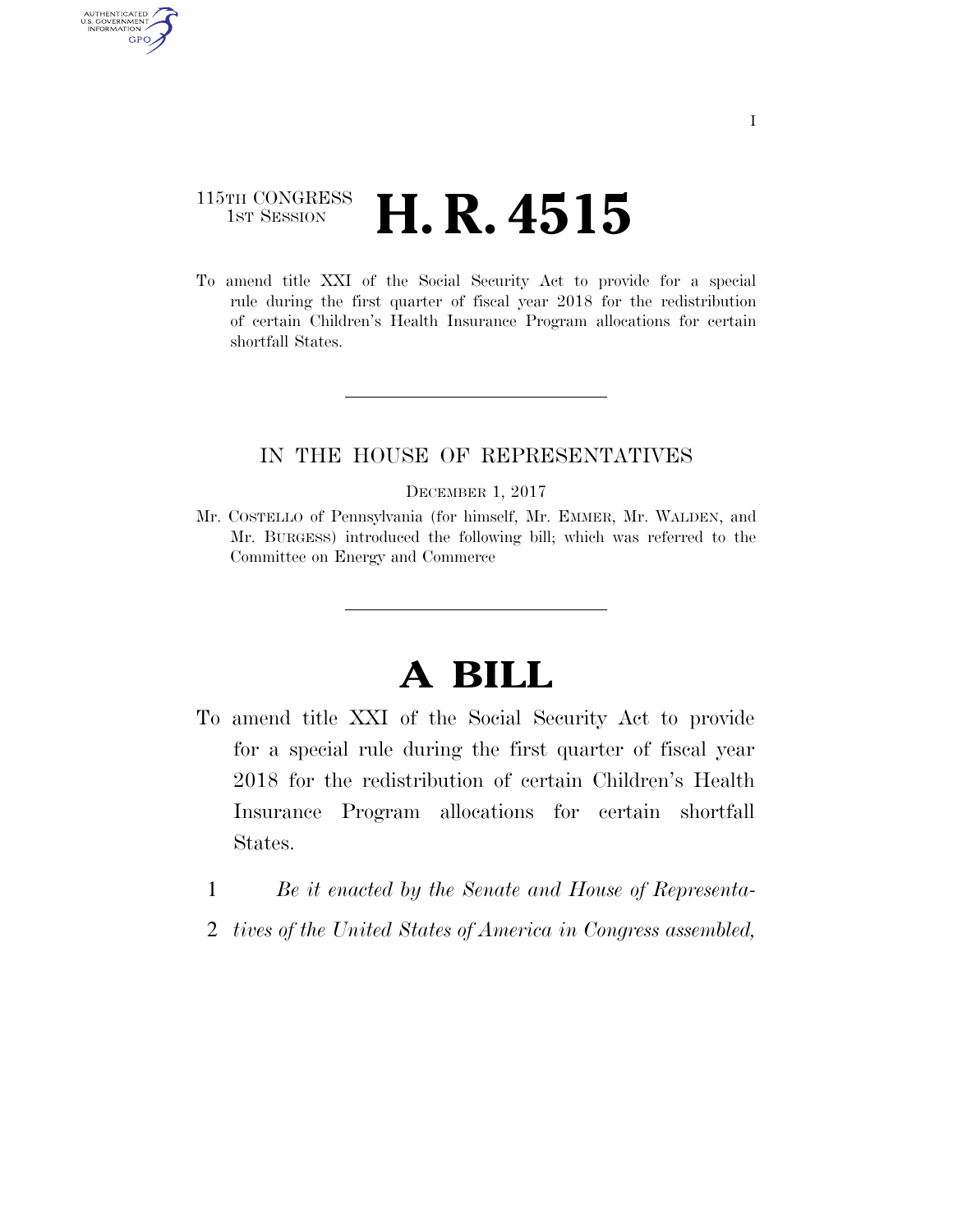115TH CONGRESS
1ST SESSION

# H. R. 4515

To amend title XXI of the Social Security Act to provide for a special rule during the first quarter of fiscal year 2018 for the redistribution of certain Children's Health Insurance Program allocations for certain shortfall States.

IN THE HOUSE OF REPRESENTATIVES

DECEMBER 1, 2017

Mr. COSTELLO of Pennsylvania (for himself, Mr. EMMER, Mr. WALDEN, and Mr. BURGESS) introduced the following bill; which was referred to the Committee on Energy and Commerce

# A BILL

To amend title XXI of the Social Security Act to provide for a special rule during the first quarter of fiscal year 2018 for the redistribution of certain Children's Health Insurance Program allocations for certain shortfall States.

1 *Be it enacted by the Senate and House of Representa-*
2 *tives of the United States of America in Congress assembled,*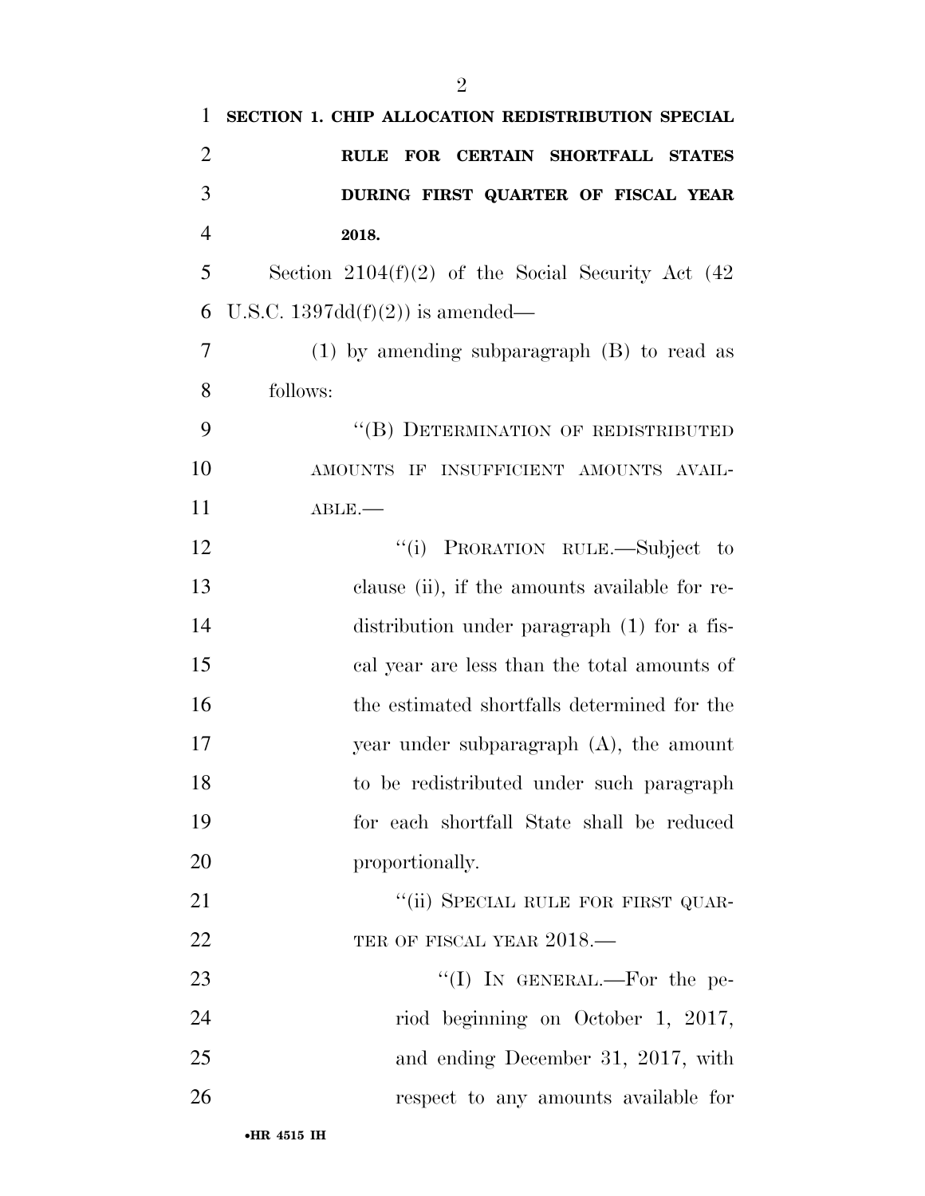**SECTION 1. CHIP ALLOCATION REDISTRIBUTION SPECIAL RULE FOR CERTAIN SHORTFALL STATES DURING FIRST QUARTER OF FISCAL YEAR 2018.**

Section 2104(f)(2) of the Social Security Act (42 U.S.C. 1397dd(f)(2)) is amended—

(1) by amending subparagraph (B) to read as follows:

"(B) DETERMINATION OF REDISTRIBUTED AMOUNTS IF INSUFFICIENT AMOUNTS AVAILABLE.—

"(i) PRORATION RULE.—Subject to clause (ii), if the amounts available for redistribution under paragraph (1) for a fiscal year are less than the total amounts of the estimated shortfalls determined for the year under subparagraph (A), the amount to be redistributed under such paragraph for each shortfall State shall be reduced proportionally.

"(ii) SPECIAL RULE FOR FIRST QUARTER OF FISCAL YEAR 2018.—

"(I) IN GENERAL.—For the period beginning on October 1, 2017, and ending December 31, 2017, with respect to any amounts available for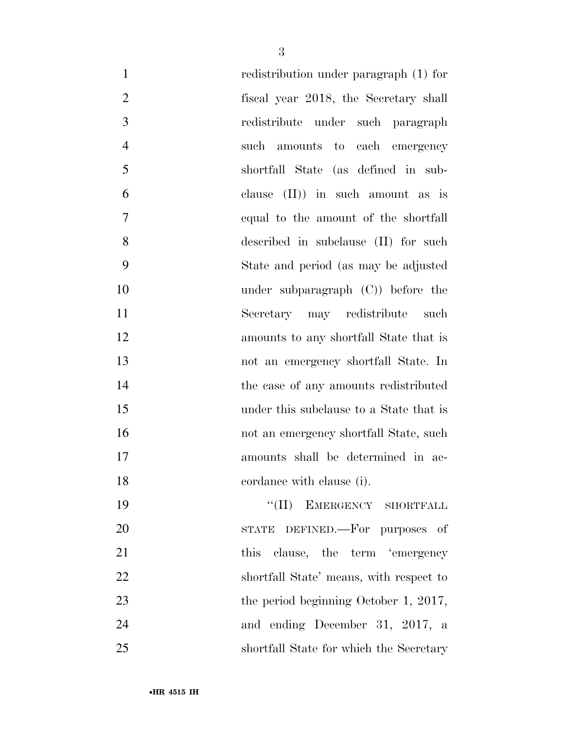redistribution under paragraph (1) for fiscal year 2018, the Secretary shall redistribute under such paragraph such amounts to each emergency shortfall State (as defined in subclause (II)) in such amount as is equal to the amount of the shortfall described in subclause (II) for such State and period (as may be adjusted under subparagraph (C)) before the Secretary may redistribute such amounts to any shortfall State that is not an emergency shortfall State. In the case of any amounts redistributed under this subclause to a State that is not an emergency shortfall State, such amounts shall be determined in accordance with clause (i).

''(II) EMERGENCY SHORTFALL STATE DEFINED.—For purposes of this clause, the term 'emergency shortfall State' means, with respect to the period beginning October 1, 2017, and ending December 31, 2017, a shortfall State for which the Secretary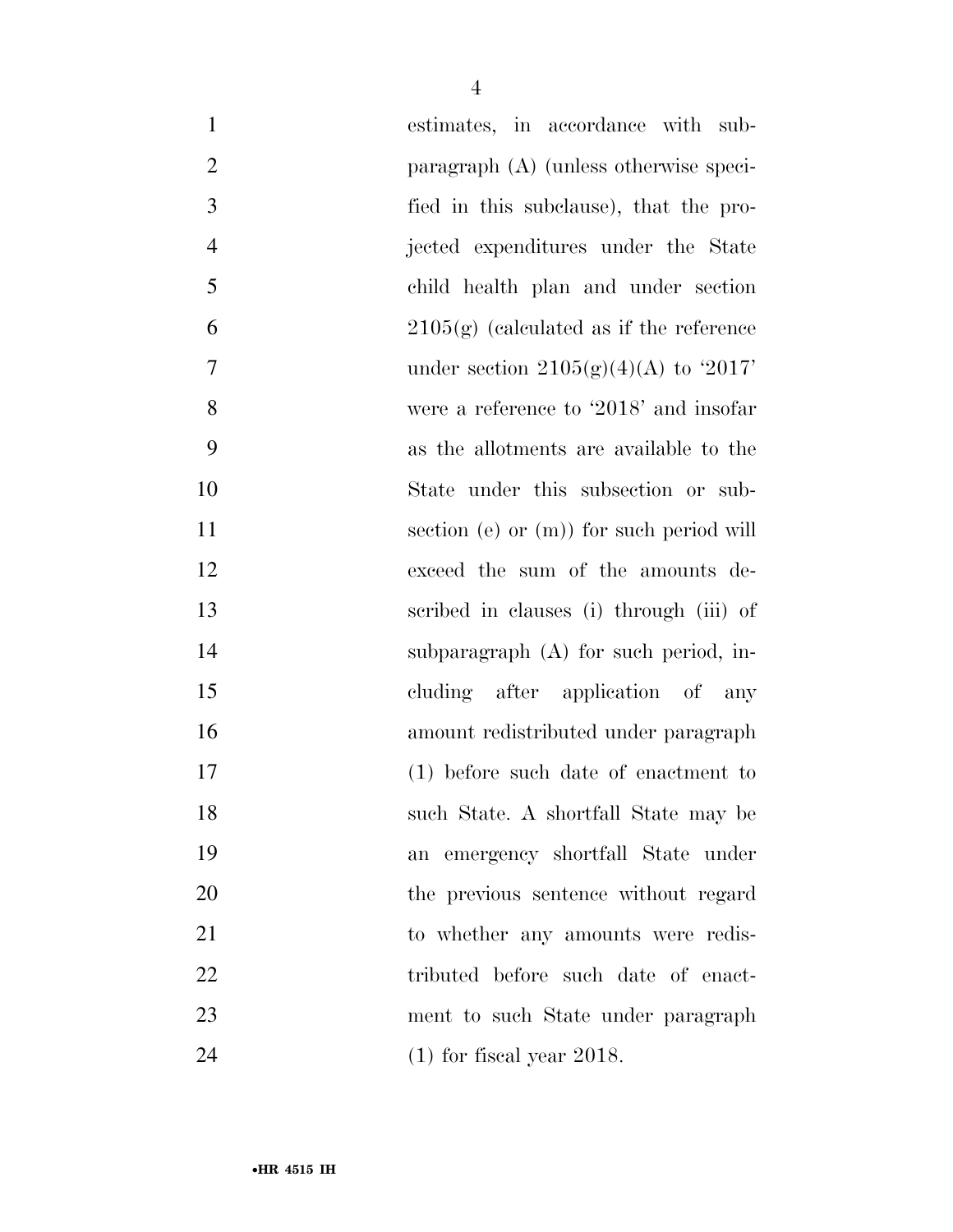estimates, in accordance with subparagraph (A) (unless otherwise specified in this subclause), that the projected expenditures under the State child health plan and under section 2105(g) (calculated as if the reference under section 2105(g)(4)(A) to '2017' were a reference to '2018' and insofar as the allotments are available to the State under this subsection or subsection (e) or (m)) for such period will exceed the sum of the amounts described in clauses (i) through (iii) of subparagraph (A) for such period, including after application of any amount redistributed under paragraph (1) before such date of enactment to such State. A shortfall State may be an emergency shortfall State under the previous sentence without regard to whether any amounts were redistributed before such date of enactment to such State under paragraph (1) for fiscal year 2018.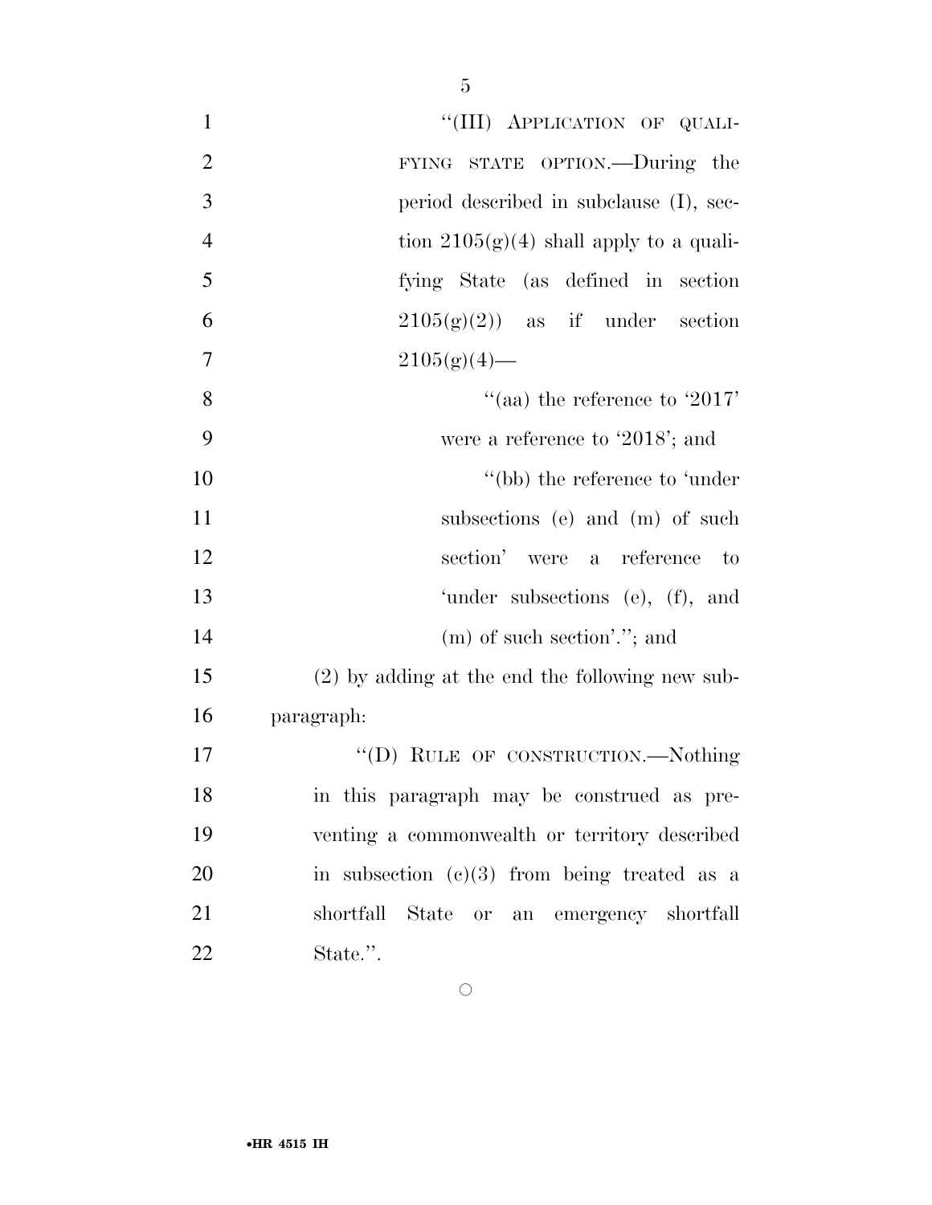"(III) APPLICATION OF QUALIFYING STATE OPTION.—During the period described in subclause (I), section 2105(g)(4) shall apply to a qualifying State (as defined in section 2105(g)(2)) as if under section 2105(g)(4)—

"(aa) the reference to '2017' were a reference to '2018'; and

"(bb) the reference to 'under subsections (e) and (m) of such section' were a reference to 'under subsections (e), (f), and (m) of such section'."; and

(2) by adding at the end the following new subparagraph:

"(D) RULE OF CONSTRUCTION.—Nothing in this paragraph may be construed as preventing a commonwealth or territory described in subsection (c)(3) from being treated as a shortfall State or an emergency shortfall State.".

○